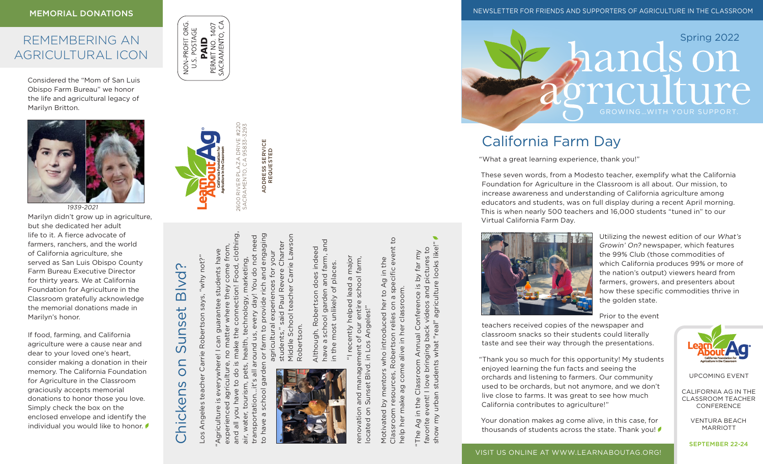MEMORIAL DONATIONS

## REMEMBERING AN AGRICULTURAL ICON

Considered the "Mom of San Luis Obispo Farm Bureau" we honor the life and agricultural legacy of Marilyn Britton.

1939-2021

Marilyn didn't grow up in agriculture, but she dedicated her adult life to it. A fierce advocate of farmers, ranchers, and the world of California agriculture, she served as San Luis Obispo County Farm Bureau Executive Director for thirty years. We at California Foundation for Agriculture in the Classroom gratefully acknowledge the memorial donations made in Marilyn's honor.

If food, farming, and California agriculture were a cause near and dear to your loved one's heart, consider making a donation in their memory. The California Foundation for Agriculture in the Classroom graciously accepts memorial donations to honor those you love. Simply check the box on the enclosed envelope and identify the individual you would like to honor.

NON-PROFIT ORG.
U.S. POSTAGE
**PAID**
PERMIT NO. 1407
SACRAMENTO, CA

Learn About Ag — California Foundation for Agriculture in the Classroom

2600 RIVER PLAZA DRIVE #220
SACRAMENTO, CA 95833-3293

**ADDRESS SERVICE REQUESTED**

## Chickens on Sunset Blvd?

Los Angeles teacher Carrie Robertson says, "why not?"

"Agriculture is everywhere! I can guarantee students have experienced agriculture, no matter where they come from, and all you have to do is make the connection! Food, clothing, air, water, tourism, pets, health, technology, marketing, transportation...it's all around us, every day! You do not need to have a school garden or farm to provide rich and engaging agricultural experiences for your students," said Paul Revere Charter Middle School teacher Carrie Lawson Robertson.

Although, Robertson does indeed have a school garden and farm, and in the most unlikely of places.

"I recently helped lead a major renovation and management of our entire school farm, located on Sunset Blvd. in Los Angeles!"

Motivated by mentors who introduced her to Ag in the Classroom resources, Robertson relies on a specific event to help her make ag come alive in her classroom.

"The Ag in the Classroom Annual Conference is by far my favorite event! I love bringing back videos and pictures to show my urban students what "real" agriculture looks like!"

NEWSLETTER FOR FRIENDS AND SUPPORTERS OF AGRICULTURE IN THE CLASSROOM

# hands on agriculture

Spring 2022

GROWING...WITH YOUR SUPPORT.

## California Farm Day

"What a great learning experience, thank you!"

These seven words, from a Modesto teacher, exemplify what the California Foundation for Agriculture in the Classroom is all about. Our mission, to increase awareness and understanding of California agriculture among educators and students, was on full display during a recent April morning. This is when nearly 500 teachers and 16,000 students "tuned in" to our Virtual California Farm Day.

Utilizing the newest edition of our *What's Growin' On?* newspaper, which features the 99% Club (those commodities of which California produces 99% or more of the nation's output) viewers heard from farmers, growers, and presenters about how these specific commodities thrive in the golden state.

Prior to the event teachers received copies of the newspaper and classroom snacks so their students could literally taste and see their way through the presentations.

"Thank you so much for this opportunity! My students enjoyed learning the fun facts and seeing the orchards and listening to farmers. Our community used to be orchards, but not anymore, and we don't live close to farms. It was great to see how much California contributes to agriculture!"

Your donation makes ag come alive, in this case, for thousands of students across the state. Thank you!

UPCOMING EVENT

CALIFORNIA AG IN THE CLASSROOM TEACHER CONFERENCE

VENTURA BEACH MARRIOTT

**SEPTEMBER 22-24**

VISIT US ONLINE AT WWW.LEARNABOUTAG.ORG!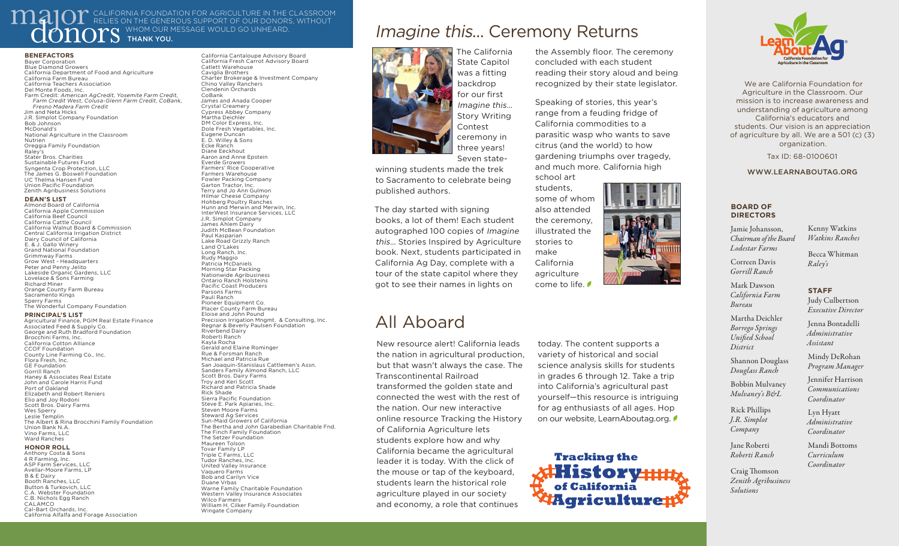# major donors

CALIFORNIA FOUNDATION FOR AGRICULTURE IN THE CLASSROOM RELIES ON THE GENEROUS SUPPORT OF OUR DONORS, WITHOUT WHOM OUR MESSAGE WOULD GO UNHEARD. **THANK YOU.**

### BENEFACTORS

Bayer Corporation
Blue Diamond Growers
California Department of Food and Agriculture
California Farm Bureau
California Teachers Association
Del Monte Foods, Inc.
Farm Credit: *American AgCredit, Yosemite Farm Credit, Farm Credit West, Colusa-Glenn Farm Credit, CoBank, Fresno Madera Farm Credit*
Jim and Neta Hicks
J.R. Simplot Company Foundation
Bob Johnson
McDonald's
National Agriculture in the Classroom
Nutrien
Oreggia Family Foundation
Raley's
Stater Bros. Charities
Sustainable Futures Fund
Syngenta Crop Protection, LLC
The James G. Boswell Foundation
UC Thelma Hansen Fund
Union Pacific Foundation
Zenith Agribusiness Solutions

### DEAN'S LIST

Almond Board of California
California Apple Commission
California Beef Council
California Cattle Council
California Walnut Board & Commission
Central California Irrigation District
Dairy Council of California
E. & J. Gallo Winery
Grand National Foundation
Grimmway Farms
Grow West - Headquarters
Peter and Penny Jelito
Lakeside Organic Gardens, LLC
Lovelace & Sons Farming
Richard Miner
Orange County Farm Bureau
Sacramento Kings
Sperry Farms
The Wonderful Company Foundation

### PRINCIPAL'S LIST

Agricultural Finance, PGIM Real Estate Finance
Associated Feed & Supply Co.
George and Ruth Bradford Foundation
Brocchini Farms, Inc.
California Cotton Alliance
CCOF Foundation
County Line Farming Co., Inc.
Flora Fresh, Inc.
GE Foundation
Gorrill Ranch
Haney & Associates Real Estate
John and Carole Harris Fund
Port of Oakland
Elizabeth and Robert Reniers
Elio and Joy Rodoni
Scott Bros. Dairy Farms
Wes Sperry
Leslie Templin
The Albert & Rina Brocchini Family Foundation
Union Bank N.A.
Vino Farms, LLC
Ward Ranches

### HONOR ROLL

Anthony Costa & Sons
4 R Farming, Inc.
ASP Farm Services, LLC
Avellar-Moore Farms, LP
B & E Dairy
Booth Ranches, LLC
Button & Turkovich, LLC
C.A. Webster Foundation
C.B. Nichols Egg Ranch
CALAMCO
Cal-Bart Orchards, Inc.
California Alfalfa and Forage Association
California Cantaloupe Advisory Board
California Fresh Carrot Advisory Board
Catlett Warehouse
Caviglia Brothers
Charter Brokerage & Investment Company
Chino Valley Ranchers
Clendenin Orchards
CoBank
James and Anada Cooper
Crystal Creamery
Cypress Abbey Company
Martha Deichler
DM Color Express, Inc.
Dole Fresh Vegetables, Inc.
Eugene Duncan
E. D. Willey & Sons
Ecke Ranch
Diane Eeckhout
Aaron and Anne Epstein
Everde Growers
Farmers' Rice Cooperative
Farmers Warehouse
Fowler Packing Company
Garton Tractor, Inc.
Terry and Jo Ann Gulmon
Hilmar Cheese Company
Hohberg Poultry Ranches
Hunn and Merwin and Merwin, Inc.
InterWest Insurance Services, LLC
J.R. Simplot Company
James Ahlem Dairy
Judith McBean Foundation
Paul Kasparian
Lake Road Grizzly Ranch
Land O'Lakes
Long Ranch, Inc.
Rudy Maggio
Patricia McDaniels
Morning Star Packing
Nationwide Agribusiness
Ontario Ranch Holsteins
Pacific Coast Producers
Parsons Farms
Pauli Ranch
Pioneer Equipment Co.
Placer County Farm Bureau
Eloise and John Pound
Precision Irrigation Mngmt. & Consulting, Inc.
Regnar & Beverly Paulsen Foundation
Riverbend Dairy
Roberti Ranch
Kayla Rocha
Gerald and Elaine Rominger
Rue & Forsman Ranch
Michael and Patricia Rue
San Joaquin-Stanislaus Cattlemen's Assn.
Sanders Family Almond Ranch, LLC
Scott Bros. Dairy Farms
Troy and Keri Scott
Richard and Patricia Shade
Rick Shade
Sierra Pacific Foundation
Steve E. Park Apiaries, Inc.
Steven Moore Farms
Steward Ag Services
Sun-Maid Growers of California
The Bertha and John Garabedian Charitable Fnd.
The Finch Family Foundation
The Setzer Foundation
Maureen Tolson
Tovar Family LP
Triple C Farms, LLC
Tudor Ranches, Inc.
United Valley Insurance
Vaquero Farms
Bob and Carilyn Vice
Duane Vrbas
Warne Family Charitable Foundation
Western Valley Insurance Associates
Wilco Farmers
William H. Cilker Family Foundation
Wingate Company

# *Imagine this…* Ceremony Returns

The California State Capitol was a fitting backdrop for our first *Imagine this…* Story Writing Contest ceremony in three years! Seven state-winning students made the trek to Sacramento to celebrate being published authors.

The day started with signing books, a lot of them! Each student autographed 100 copies of *Imagine this…* Stories Inspired by Agriculture book. Next, students participated in California Ag Day, complete with a tour of the state capitol where they got to see their names in lights on the Assembly floor. The ceremony concluded with each student reading their story aloud and being recognized by their state legislator.

Speaking of stories, this year's range from a feuding fridge of California commodities to a parasitic wasp who wants to save citrus (and the world) to how gardening triumphs over tragedy, and much more. California high school art students, some of whom also attended the ceremony, illustrated the stories to make California agriculture come to life.

# All Aboard

New resource alert! California leads the nation in agricultural production, but that wasn't always the case. The Transcontinental Railroad transformed the golden state and connected the west with the rest of the nation. Our new interactive online resource Tracking the History of California Agriculture lets students explore how and why California became the agricultural leader it is today. With the click of the mouse or tap of the keyboard, students learn the historical role agriculture played in our society and economy, a role that continues today. The content supports a variety of historical and social science analysis skills for students in grades 6 through 12. Take a trip into California's agricultural past yourself—this resource is intriguing for ag enthusiasts of all ages. Hop on our website, LearnAboutag.org.

Tracking the History of California Agriculture

We are California Foundation for Agriculture in the Classroom. Our mission is to increase awareness and understanding of agriculture among California's educators and students. Our vision is an appreciation of agriculture by all. We are a 501 (c) (3) organization.

Tax ID: 68-0100601

WWW.LEARNABOUTAG.ORG

### BOARD OF DIRECTORS

Jamie Johansson, *Chairman of the Board*
*Lodestar Farms*

Correen Davis
*Gorrill Ranch*

Mark Dawson
*California Farm Bureau*

Martha Deichler
*Borrego Springs Unified School District*

Shannon Douglass
*Douglass Ranch*

Bobbin Mulvaney
*Mulvaney's B&L*

Rick Phillips
*J.R. Simplot Company*

Jane Roberti
*Roberti Ranch*

Craig Thomson
*Zenith Agribusiness Solutions*

Kenny Watkins
*Watkins Ranches*

Becca Whitman
*Raley's*

### STAFF

Judy Culbertson
*Executive Director*

Jenna Bontadelli
*Administrative Assistant*

Mindy DeRohan
*Program Manager*

Jennifer Harrison
*Communications Coordinator*

Lyn Hyatt
*Administrative Coordinator*

Mandi Bottoms
*Curriculum Coordinator*